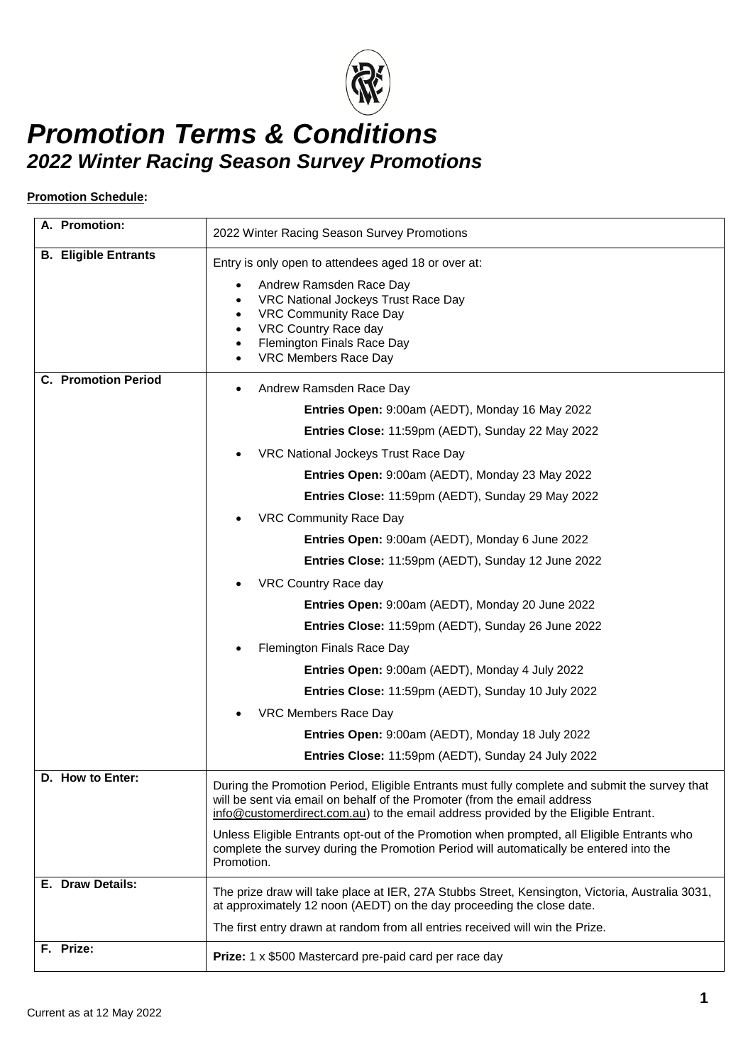# *Promotion Terms & Conditions*

## *2022 Winter Racing Season Survey Promotions*

**Promotion Schedule:**

| | |
|---|---|
| **A. Promotion:** | 2022 Winter Racing Season Survey Promotions |
| **B. Eligible Entrants** | Entry is only open to attendees aged 18 or over at:<br>• Andrew Ramsden Race Day<br>• VRC National Jockeys Trust Race Day<br>• VRC Community Race Day<br>• VRC Country Race day<br>• Flemington Finals Race Day<br>• VRC Members Race Day |
| **C. Promotion Period** | • Andrew Ramsden Race Day<br>**Entries Open:** 9:00am (AEDT), Monday 16 May 2022<br>**Entries Close:** 11:59pm (AEDT), Sunday 22 May 2022<br>• VRC National Jockeys Trust Race Day<br>**Entries Open:** 9:00am (AEDT), Monday 23 May 2022<br>**Entries Close:** 11:59pm (AEDT), Sunday 29 May 2022<br>• VRC Community Race Day<br>**Entries Open:** 9:00am (AEDT), Monday 6 June 2022<br>**Entries Close:** 11:59pm (AEDT), Sunday 12 June 2022<br>• VRC Country Race day<br>**Entries Open:** 9:00am (AEDT), Monday 20 June 2022<br>**Entries Close:** 11:59pm (AEDT), Sunday 26 June 2022<br>• Flemington Finals Race Day<br>**Entries Open:** 9:00am (AEDT), Monday 4 July 2022<br>**Entries Close:** 11:59pm (AEDT), Sunday 10 July 2022<br>• VRC Members Race Day<br>**Entries Open:** 9:00am (AEDT), Monday 18 July 2022<br>**Entries Close:** 11:59pm (AEDT), Sunday 24 July 2022 |
| **D. How to Enter:** | During the Promotion Period, Eligible Entrants must fully complete and submit the survey that will be sent via email on behalf of the Promoter (from the email address info@customerdirect.com.au) to the email address provided by the Eligible Entrant.<br>Unless Eligible Entrants opt-out of the Promotion when prompted, all Eligible Entrants who complete the survey during the Promotion Period will automatically be entered into the Promotion. |
| **E. Draw Details:** | The prize draw will take place at IER, 27A Stubbs Street, Kensington, Victoria, Australia 3031, at approximately 12 noon (AEDT) on the day proceeding the close date.<br>The first entry drawn at random from all entries received will win the Prize. |
| **F. Prize:** | **Prize:** 1 x $500 Mastercard pre-paid card per race day |

Current as at 12 May 2022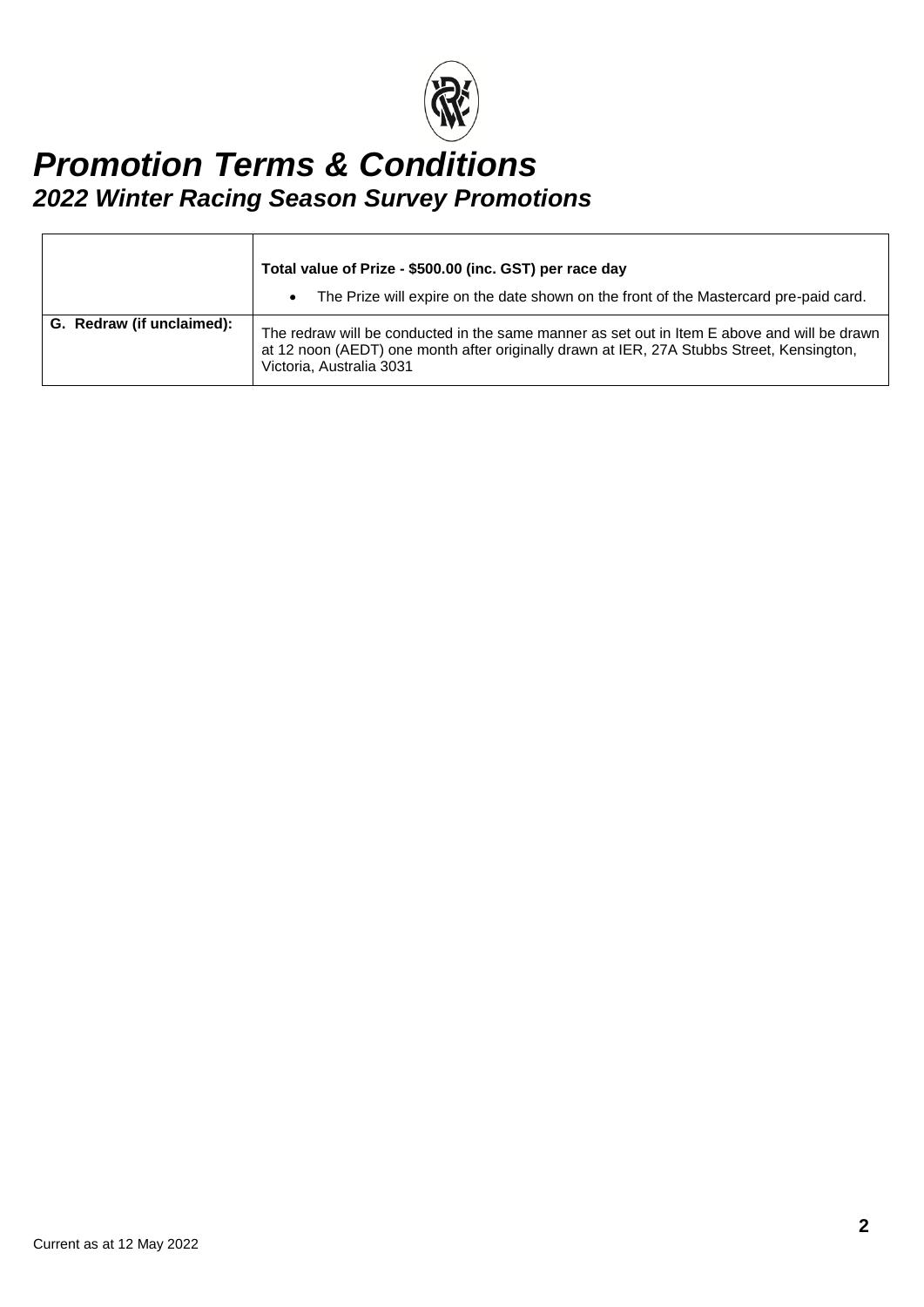# Promotion Terms & Conditions

## 2022 Winter Racing Season Survey Promotions

| | |
|---|---|
| | **Total value of Prize - $500.00 (inc. GST) per race day**<br>• The Prize will expire on the date shown on the front of the Mastercard pre-paid card. |
| **G. Redraw (if unclaimed):** | The redraw will be conducted in the same manner as set out in Item E above and will be drawn at 12 noon (AEDT) one month after originally drawn at IER, 27A Stubbs Street, Kensington, Victoria, Australia 3031 |

Current as at 12 May 2022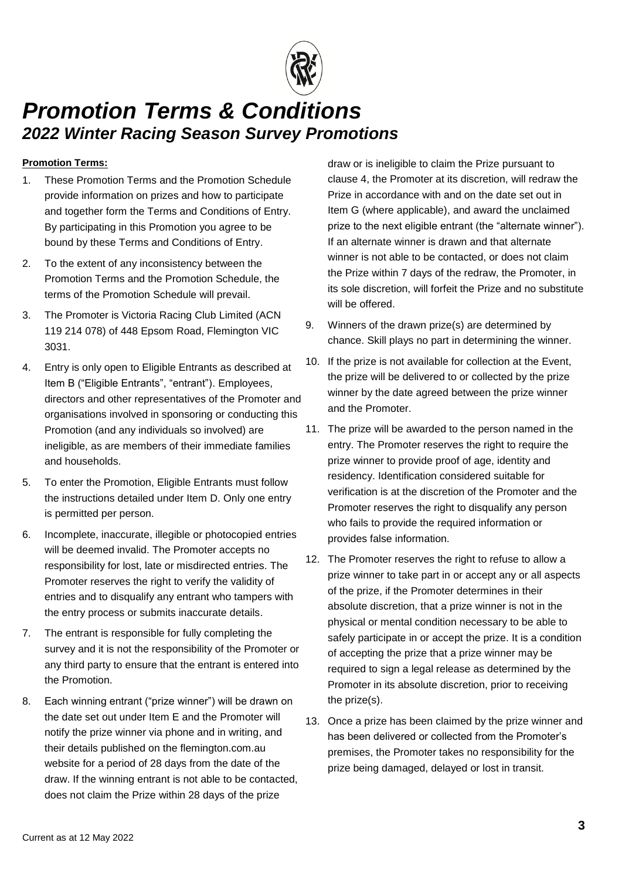# *Promotion Terms & Conditions*

## *2022 Winter Racing Season Survey Promotions*

**Promotion Terms:**

1. These Promotion Terms and the Promotion Schedule provide information on prizes and how to participate and together form the Terms and Conditions of Entry. By participating in this Promotion you agree to be bound by these Terms and Conditions of Entry.
2. To the extent of any inconsistency between the Promotion Terms and the Promotion Schedule, the terms of the Promotion Schedule will prevail.
3. The Promoter is Victoria Racing Club Limited (ACN 119 214 078) of 448 Epsom Road, Flemington VIC 3031.
4. Entry is only open to Eligible Entrants as described at Item B ("Eligible Entrants", "entrant"). Employees, directors and other representatives of the Promoter and organisations involved in sponsoring or conducting this Promotion (and any individuals so involved) are ineligible, as are members of their immediate families and households.
5. To enter the Promotion, Eligible Entrants must follow the instructions detailed under Item D. Only one entry is permitted per person.
6. Incomplete, inaccurate, illegible or photocopied entries will be deemed invalid. The Promoter accepts no responsibility for lost, late or misdirected entries. The Promoter reserves the right to verify the validity of entries and to disqualify any entrant who tampers with the entry process or submits inaccurate details.
7. The entrant is responsible for fully completing the survey and it is not the responsibility of the Promoter or any third party to ensure that the entrant is entered into the Promotion.
8. Each winning entrant ("prize winner") will be drawn on the date set out under Item E and the Promoter will notify the prize winner via phone and in writing, and their details published on the flemington.com.au website for a period of 28 days from the date of the draw. If the winning entrant is not able to be contacted, does not claim the Prize within 28 days of the prize draw or is ineligible to claim the Prize pursuant to clause 4, the Promoter at its discretion, will redraw the Prize in accordance with and on the date set out in Item G (where applicable), and award the unclaimed prize to the next eligible entrant (the "alternate winner"). If an alternate winner is drawn and that alternate winner is not able to be contacted, or does not claim the Prize within 7 days of the redraw, the Promoter, in its sole discretion, will forfeit the Prize and no substitute will be offered.
9. Winners of the drawn prize(s) are determined by chance. Skill plays no part in determining the winner.
10. If the prize is not available for collection at the Event, the prize will be delivered to or collected by the prize winner by the date agreed between the prize winner and the Promoter.
11. The prize will be awarded to the person named in the entry. The Promoter reserves the right to require the prize winner to provide proof of age, identity and residency. Identification considered suitable for verification is at the discretion of the Promoter and the Promoter reserves the right to disqualify any person who fails to provide the required information or provides false information.
12. The Promoter reserves the right to refuse to allow a prize winner to take part in or accept any or all aspects of the prize, if the Promoter determines in their absolute discretion, that a prize winner is not in the physical or mental condition necessary to be able to safely participate in or accept the prize. It is a condition of accepting the prize that a prize winner may be required to sign a legal release as determined by the Promoter in its absolute discretion, prior to receiving the prize(s).
13. Once a prize has been claimed by the prize winner and has been delivered or collected from the Promoter's premises, the Promoter takes no responsibility for the prize being damaged, delayed or lost in transit.

Current as at 12 May 2022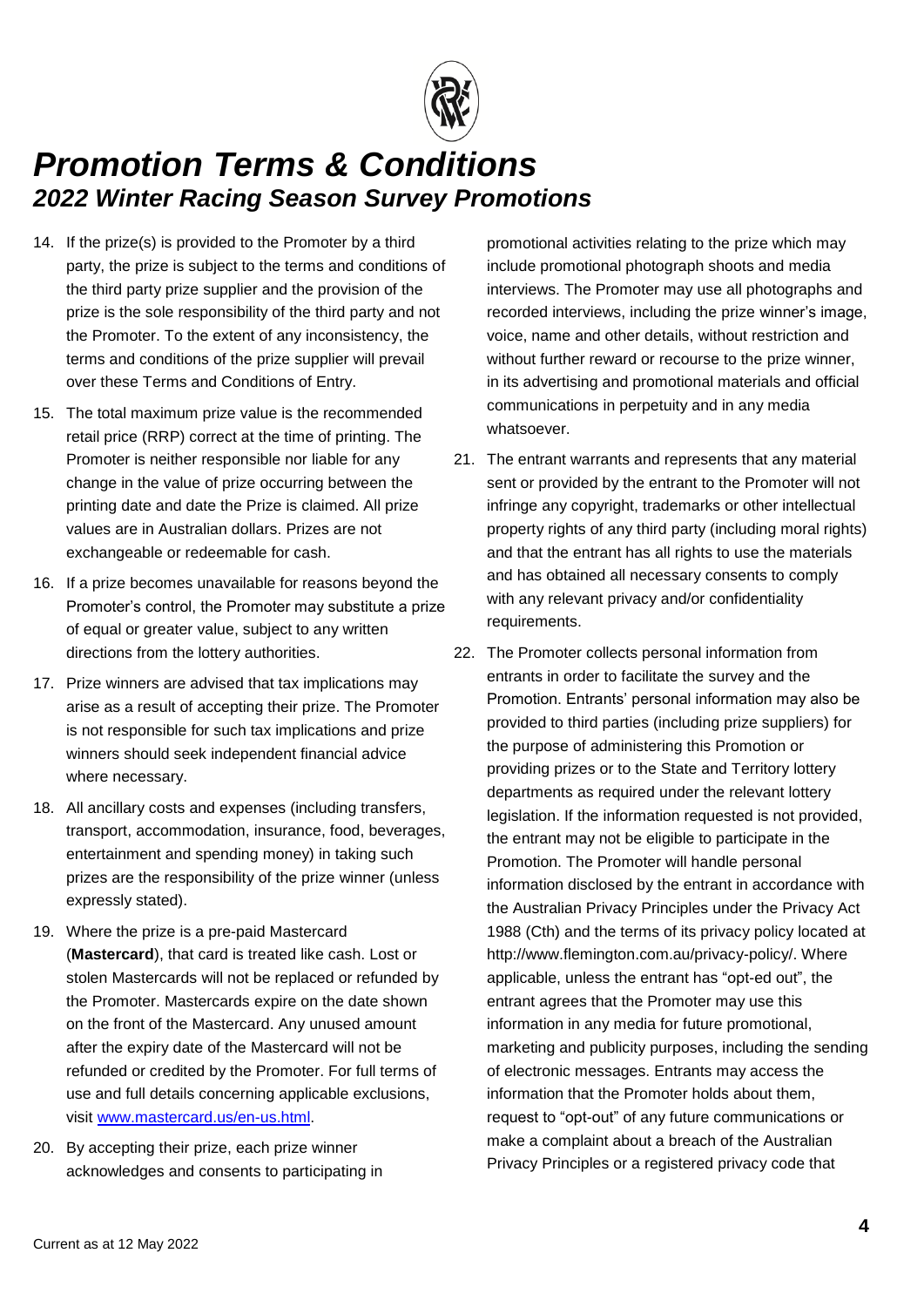# *Promotion Terms & Conditions*

## *2022 Winter Racing Season Survey Promotions*

14. If the prize(s) is provided to the Promoter by a third party, the prize is subject to the terms and conditions of the third party prize supplier and the provision of the prize is the sole responsibility of the third party and not the Promoter. To the extent of any inconsistency, the terms and conditions of the prize supplier will prevail over these Terms and Conditions of Entry.

15. The total maximum prize value is the recommended retail price (RRP) correct at the time of printing. The Promoter is neither responsible nor liable for any change in the value of prize occurring between the printing date and date the Prize is claimed. All prize values are in Australian dollars. Prizes are not exchangeable or redeemable for cash.

16. If a prize becomes unavailable for reasons beyond the Promoter's control, the Promoter may substitute a prize of equal or greater value, subject to any written directions from the lottery authorities.

17. Prize winners are advised that tax implications may arise as a result of accepting their prize. The Promoter is not responsible for such tax implications and prize winners should seek independent financial advice where necessary.

18. All ancillary costs and expenses (including transfers, transport, accommodation, insurance, food, beverages, entertainment and spending money) in taking such prizes are the responsibility of the prize winner (unless expressly stated).

19. Where the prize is a pre-paid Mastercard (**Mastercard**), that card is treated like cash. Lost or stolen Mastercards will not be replaced or refunded by the Promoter. Mastercards expire on the date shown on the front of the Mastercard. Any unused amount after the expiry date of the Mastercard will not be refunded or credited by the Promoter. For full terms of use and full details concerning applicable exclusions, visit [www.mastercard.us/en-us.html](www.mastercard.us/en-us.html).

20. By accepting their prize, each prize winner acknowledges and consents to participating in promotional activities relating to the prize which may include promotional photograph shoots and media interviews. The Promoter may use all photographs and recorded interviews, including the prize winner's image, voice, name and other details, without restriction and without further reward or recourse to the prize winner, in its advertising and promotional materials and official communications in perpetuity and in any media whatsoever.

21. The entrant warrants and represents that any material sent or provided by the entrant to the Promoter will not infringe any copyright, trademarks or other intellectual property rights of any third party (including moral rights) and that the entrant has all rights to use the materials and has obtained all necessary consents to comply with any relevant privacy and/or confidentiality requirements.

22. The Promoter collects personal information from entrants in order to facilitate the survey and the Promotion. Entrants' personal information may also be provided to third parties (including prize suppliers) for the purpose of administering this Promotion or providing prizes or to the State and Territory lottery departments as required under the relevant lottery legislation. If the information requested is not provided, the entrant may not be eligible to participate in the Promotion. The Promoter will handle personal information disclosed by the entrant in accordance with the Australian Privacy Principles under the Privacy Act 1988 (Cth) and the terms of its privacy policy located at http://www.flemington.com.au/privacy-policy/. Where applicable, unless the entrant has "opt-ed out", the entrant agrees that the Promoter may use this information in any media for future promotional, marketing and publicity purposes, including the sending of electronic messages. Entrants may access the information that the Promoter holds about them, request to "opt-out" of any future communications or make a complaint about a breach of the Australian Privacy Principles or a registered privacy code that

Current as at 12 May 2022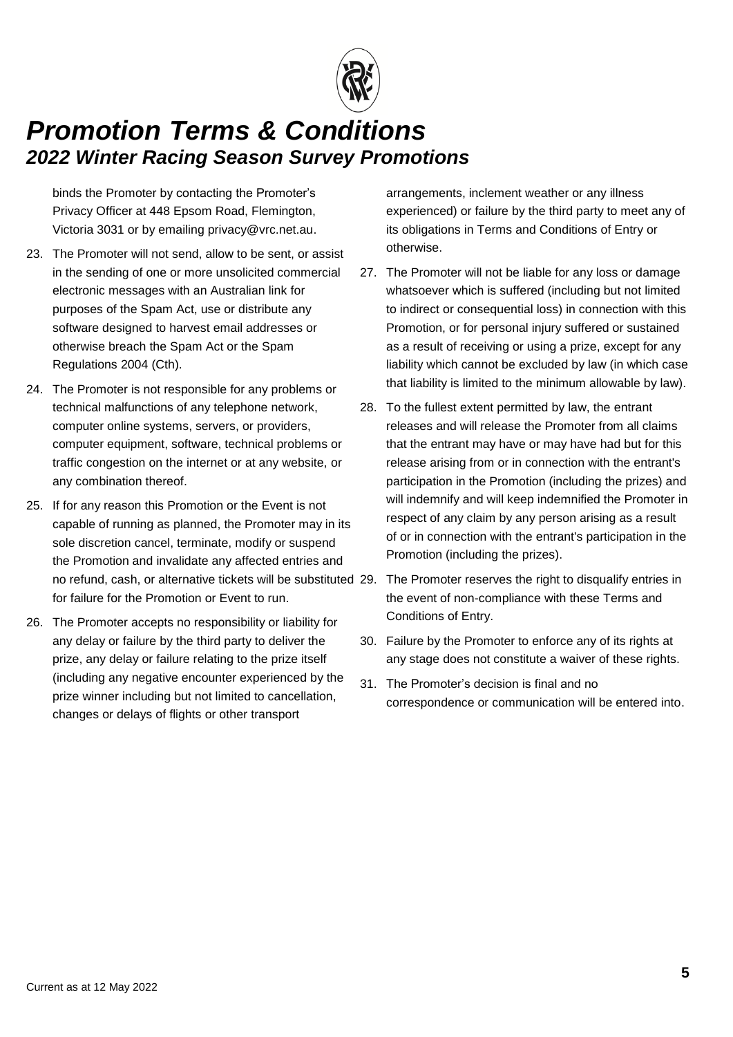# Promotion Terms & Conditions

## 2022 Winter Racing Season Survey Promotions

binds the Promoter by contacting the Promoter's Privacy Officer at 448 Epsom Road, Flemington, Victoria 3031 or by emailing privacy@vrc.net.au.

23. The Promoter will not send, allow to be sent, or assist in the sending of one or more unsolicited commercial electronic messages with an Australian link for purposes of the Spam Act, use or distribute any software designed to harvest email addresses or otherwise breach the Spam Act or the Spam Regulations 2004 (Cth).
24. The Promoter is not responsible for any problems or technical malfunctions of any telephone network, computer online systems, servers, or providers, computer equipment, software, technical problems or traffic congestion on the internet or at any website, or any combination thereof.
25. If for any reason this Promotion or the Event is not capable of running as planned, the Promoter may in its sole discretion cancel, terminate, modify or suspend the Promotion and invalidate any affected entries and no refund, cash, or alternative tickets will be substituted for failure for the Promotion or Event to run.
26. The Promoter accepts no responsibility or liability for any delay or failure by the third party to deliver the prize, any delay or failure relating to the prize itself (including any negative encounter experienced by the prize winner including but not limited to cancellation, changes or delays of flights or other transport arrangements, inclement weather or any illness experienced) or failure by the third party to meet any of its obligations in Terms and Conditions of Entry or otherwise.
27. The Promoter will not be liable for any loss or damage whatsoever which is suffered (including but not limited to indirect or consequential loss) in connection with this Promotion, or for personal injury suffered or sustained as a result of receiving or using a prize, except for any liability which cannot be excluded by law (in which case that liability is limited to the minimum allowable by law).
28. To the fullest extent permitted by law, the entrant releases and will release the Promoter from all claims that the entrant may have or may have had but for this release arising from or in connection with the entrant's participation in the Promotion (including the prizes) and will indemnify and will keep indemnified the Promoter in respect of any claim by any person arising as a result of or in connection with the entrant's participation in the Promotion (including the prizes).
29. The Promoter reserves the right to disqualify entries in the event of non-compliance with these Terms and Conditions of Entry.
30. Failure by the Promoter to enforce any of its rights at any stage does not constitute a waiver of these rights.
31. The Promoter's decision is final and no correspondence or communication will be entered into.

Current as at 12 May 2022